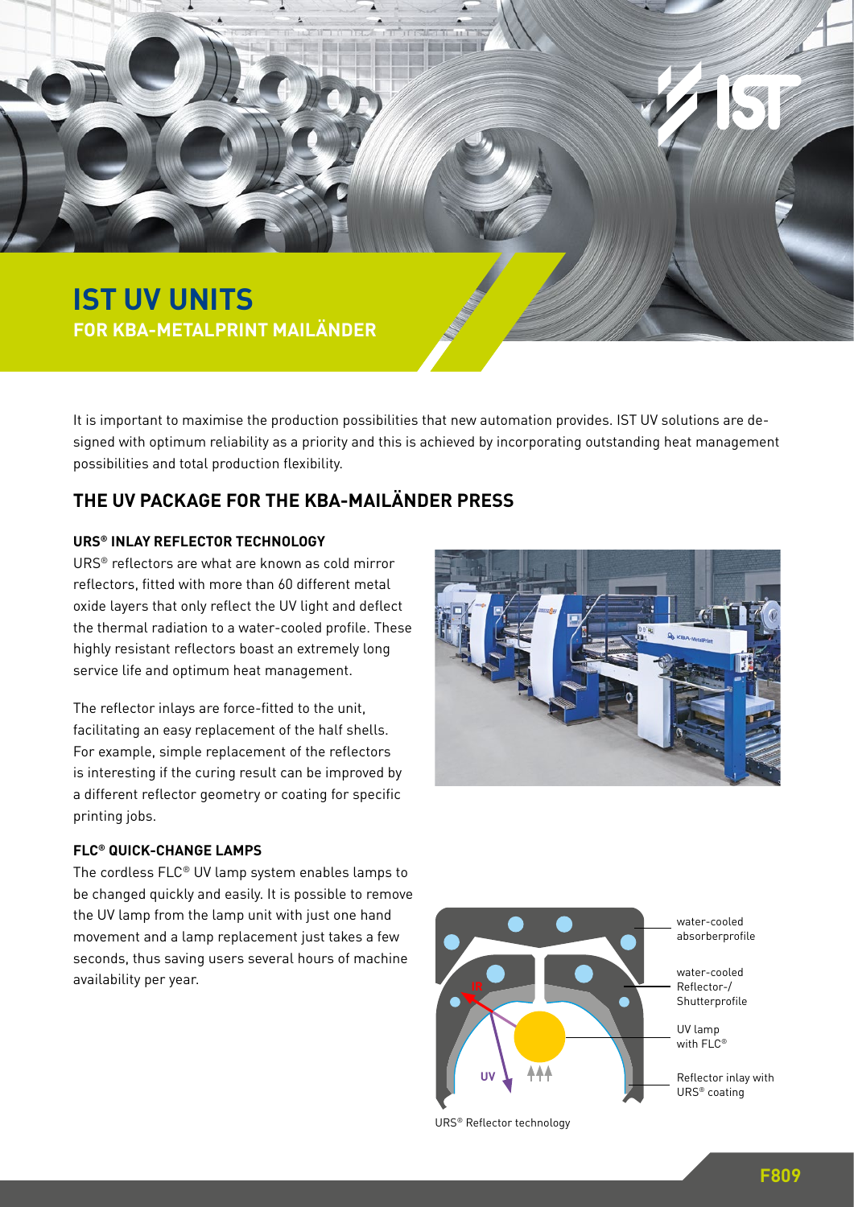# IST UV UNITS

## FOR KBA-METALPRINT MAILÄNDER

It is important to maximise the production possibilities that new automation provides. IST UV solutions are designed with optimum reliability as a priority and this is achieved by incorporating outstanding heat management possibilities and total production flexibility.

## THE UV PACKAGE FOR THE KBA-MAILÄNDER PRESS

### URS® INLAY REFLECTOR TECHNOLOGY

URS® reflectors are what are known as cold mirror reflectors, fitted with more than 60 different metal oxide layers that only reflect the UV light and deflect the thermal radiation to a water-cooled profile. These highly resistant reflectors boast an extremely long service life and optimum heat management.

The reflector inlays are force-fitted to the unit, facilitating an easy replacement of the half shells. For example, simple replacement of the reflectors is interesting if the curing result can be improved by a different reflector geometry or coating for specific printing jobs.

### FLC® QUICK-CHANGE LAMPS

The cordless FLC® UV lamp system enables lamps to be changed quickly and easily. It is possible to remove the UV lamp from the lamp unit with just one hand movement and a lamp replacement just takes a few seconds, thus saving users several hours of machine availability per year.

water-cooled absorberprofile

water-cooled Reflector-/ Shutterprofile

UV lamp with FLC®

Reflector inlay with URS® coating

URS® Reflector technology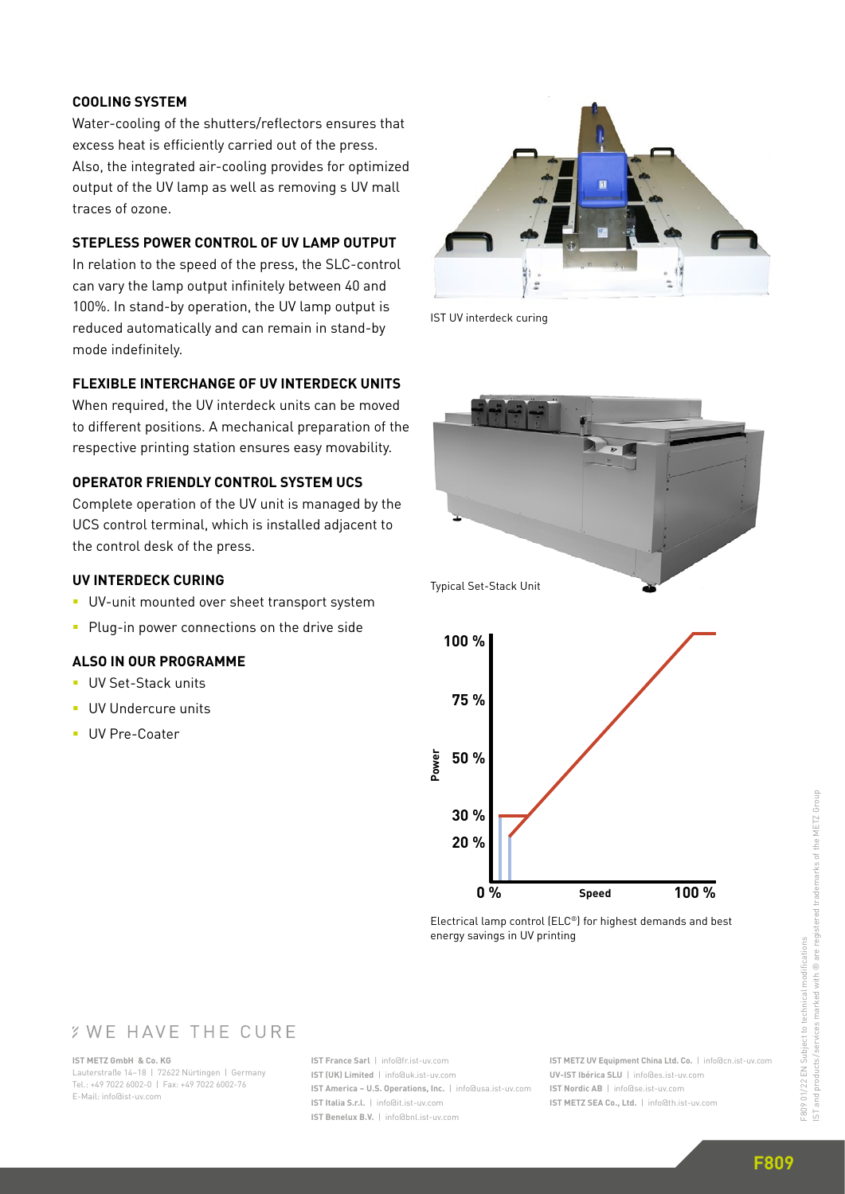## COOLING SYSTEM

Water-cooling of the shutters/reflectors ensures that excess heat is efficiently carried out of the press. Also, the integrated air-cooling provides for optimized output of the UV lamp as well as removing s UV mall traces of ozone.

## STEPLESS POWER CONTROL OF UV LAMP OUTPUT

In relation to the speed of the press, the SLC-control can vary the lamp output infinitely between 40 and 100%. In stand-by operation, the UV lamp output is reduced automatically and can remain in stand-by mode indefinitely.

## FLEXIBLE INTERCHANGE OF UV INTERDECK UNITS

When required, the UV interdeck units can be moved to different positions. A mechanical preparation of the respective printing station ensures easy movability.

## OPERATOR FRIENDLY CONTROL SYSTEM UCS

Complete operation of the UV unit is managed by the UCS control terminal, which is installed adjacent to the control desk of the press.

## UV INTERDECK CURING

- UV-unit mounted over sheet transport system
- Plug-in power connections on the drive side

## ALSO IN OUR PROGRAMME

- UV Set-Stack units
- UV Undercure units
- UV Pre-Coater

IST UV interdeck curing

Typical Set-Stack Unit

100 %
75 %
50 %
30 %
20 %
Power
0 %
Speed
100 %

Electrical lamp control (ELC®) for highest demands and best energy savings in UV printing

WE HAVE THE CURE

**IST METZ GmbH & Co. KG**
Lauterstraße 14–18 | 72622 Nürtingen | Germany
Tel.: +49 7022 6002-0 | Fax: +49 7022 6002-76
E-Mail: info@ist-uv.com

**IST France Sarl** | info@fr.ist-uv.com
**IST (UK) Limited** | info@uk.ist-uv.com
**IST America – U.S. Operations, Inc.** | info@usa.ist-uv.com
**IST Italia S.r.l.** | info@it.ist-uv.com
**IST Benelux B.V.** | info@bnl.ist-uv.com

**IST METZ UV Equipment China Ltd. Co.** | info@cn.ist-uv.com
**UV-IST Ibérica SLU** | info@es.ist-uv.com
**IST Nordic AB** | info@se.ist-uv.com
**IST METZ SEA Co., Ltd.** | info@th.ist-uv.com

F809 01/22 EN Subject to technical modifications
IST and products/services marked with ® are registered trademarks of the METZ Group

F809